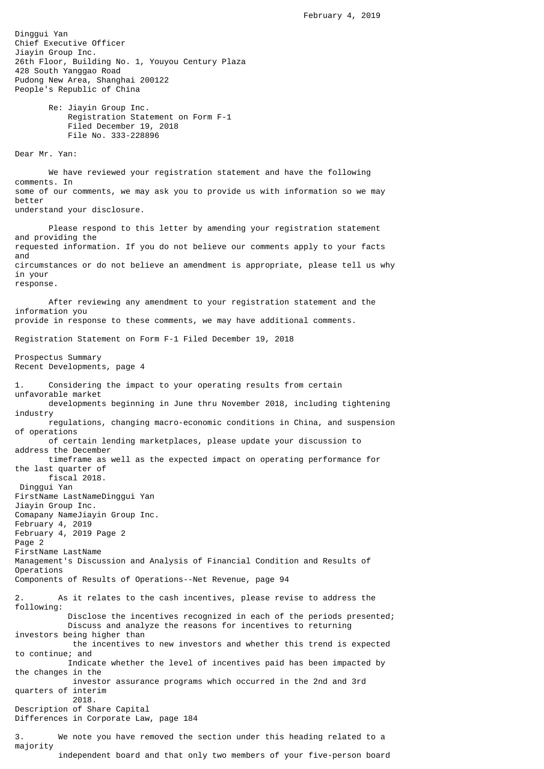February 4, 2019

Dinggui Yan
Chief Executive Officer
Jiayin Group Inc.
26th Floor, Building No. 1, Youyou Century Plaza
428 South Yanggao Road
Pudong New Area, Shanghai 200122
People's Republic of China

Re: Jiayin Group Inc.
Registration Statement on Form F-1
Filed December 19, 2018
File No. 333-228896

Dear Mr. Yan:

We have reviewed your registration statement and have the following comments. In some of our comments, we may ask you to provide us with information so we may better understand your disclosure.

Please respond to this letter by amending your registration statement and providing the requested information. If you do not believe our comments apply to your facts and circumstances or do not believe an amendment is appropriate, please tell us why in your response.

After reviewing any amendment to your registration statement and the information you provide in response to these comments, we may have additional comments.

Registration Statement on Form F-1 Filed December 19, 2018

Prospectus Summary
Recent Developments, page 4

1. Considering the impact to your operating results from certain unfavorable market developments beginning in June thru November 2018, including tightening industry regulations, changing macro-economic conditions in China, and suspension of operations of certain lending marketplaces, please update your discussion to address the December timeframe as well as the expected impact on operating performance for the last quarter of fiscal 2018.

Management's Discussion and Analysis of Financial Condition and Results of Operations
Components of Results of Operations--Net Revenue, page 94

2. As it relates to the cash incentives, please revise to address the following:
   - Disclose the incentives recognized in each of the periods presented;
   - Discuss and analyze the reasons for incentives to returning investors being higher than the incentives to new investors and whether this trend is expected to continue; and
   - Indicate whether the level of incentives paid has been impacted by the changes in the investor assurance programs which occurred in the 2nd and 3rd quarters of interim 2018.

Description of Share Capital
Differences in Corporate Law, page 184

3. We note you have removed the section under this heading related to a majority independent board and that only two members of your five-person board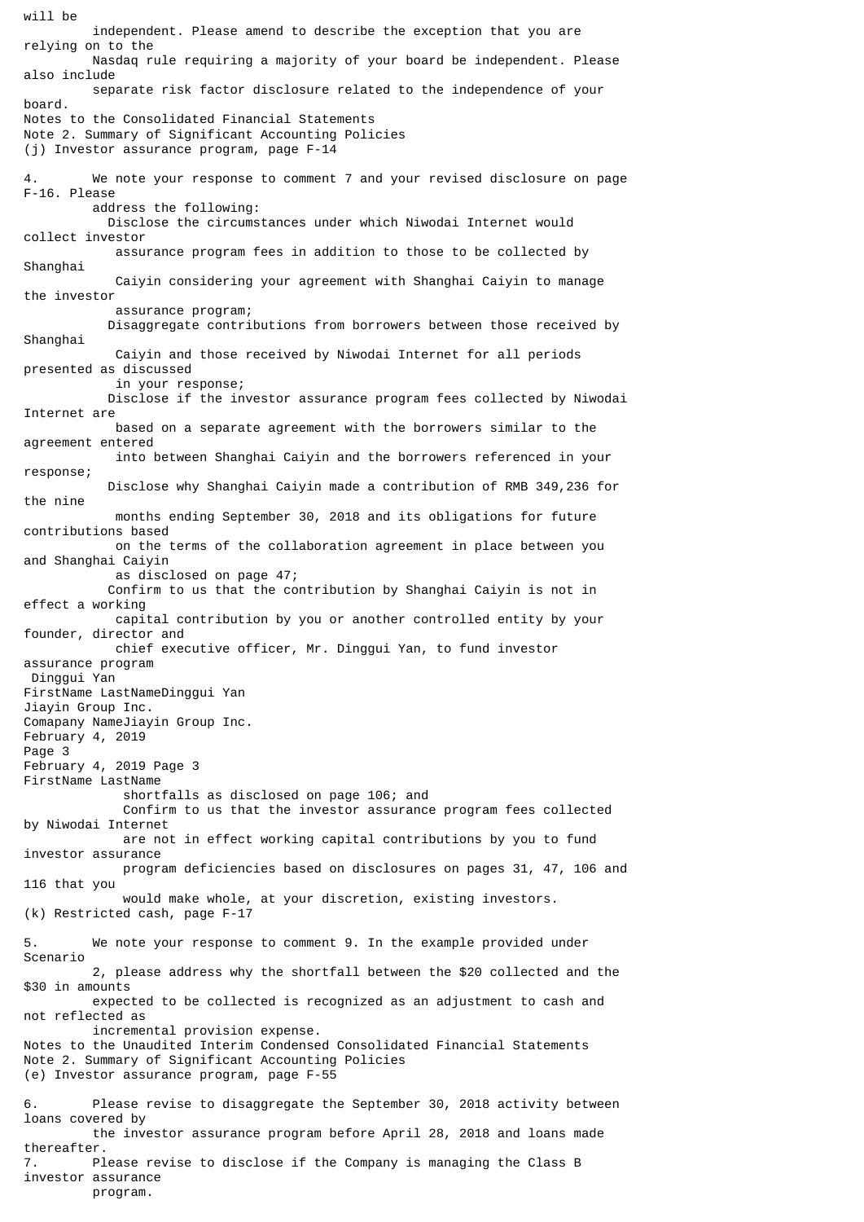will be independent. Please amend to describe the exception that you are relying on to the Nasdaq rule requiring a majority of your board be independent. Please also include separate risk factor disclosure related to the independence of your board.

Notes to the Consolidated Financial Statements
Note 2. Summary of Significant Accounting Policies
(j) Investor assurance program, page F-14

4. We note your response to comment 7 and your revised disclosure on page F-16. Please address the following:
   - Disclose the circumstances under which Niwodai Internet would collect investor assurance program fees in addition to those to be collected by Shanghai Caiyin considering your agreement with Shanghai Caiyin to manage the investor assurance program;
   - Disaggregate contributions from borrowers between those received by Shanghai Caiyin and those received by Niwodai Internet for all periods presented as discussed in your response;
   - Disclose if the investor assurance program fees collected by Niwodai Internet are based on a separate agreement with the borrowers similar to the agreement entered into between Shanghai Caiyin and the borrowers referenced in your response;
   - Disclose why Shanghai Caiyin made a contribution of RMB 349,236 for the nine months ending September 30, 2018 and its obligations for future contributions based on the terms of the collaboration agreement in place between you and Shanghai Caiyin as disclosed on page 47;
   - Confirm to us that the contribution by Shanghai Caiyin is not in effect a working capital contribution by you or another controlled entity by your founder, director and chief executive officer, Mr. Dinggui Yan, to fund investor assurance program shortfalls as disclosed on page 106; and
   - Confirm to us that the investor assurance program fees collected by Niwodai Internet are not in effect working capital contributions by you to fund investor assurance program deficiencies based on disclosures on pages 31, 47, 106 and 116 that you would make whole, at your discretion, existing investors.

(k) Restricted cash, page F-17

5. We note your response to comment 9. In the example provided under Scenario 2, please address why the shortfall between the $20 collected and the $30 in amounts expected to be collected is recognized as an adjustment to cash and not reflected as incremental provision expense.

Notes to the Unaudited Interim Condensed Consolidated Financial Statements
Note 2. Summary of Significant Accounting Policies
(e) Investor assurance program, page F-55

6. Please revise to disaggregate the September 30, 2018 activity between loans covered by the investor assurance program before April 28, 2018 and loans made thereafter.

7. Please revise to disclose if the Company is managing the Class B investor assurance program.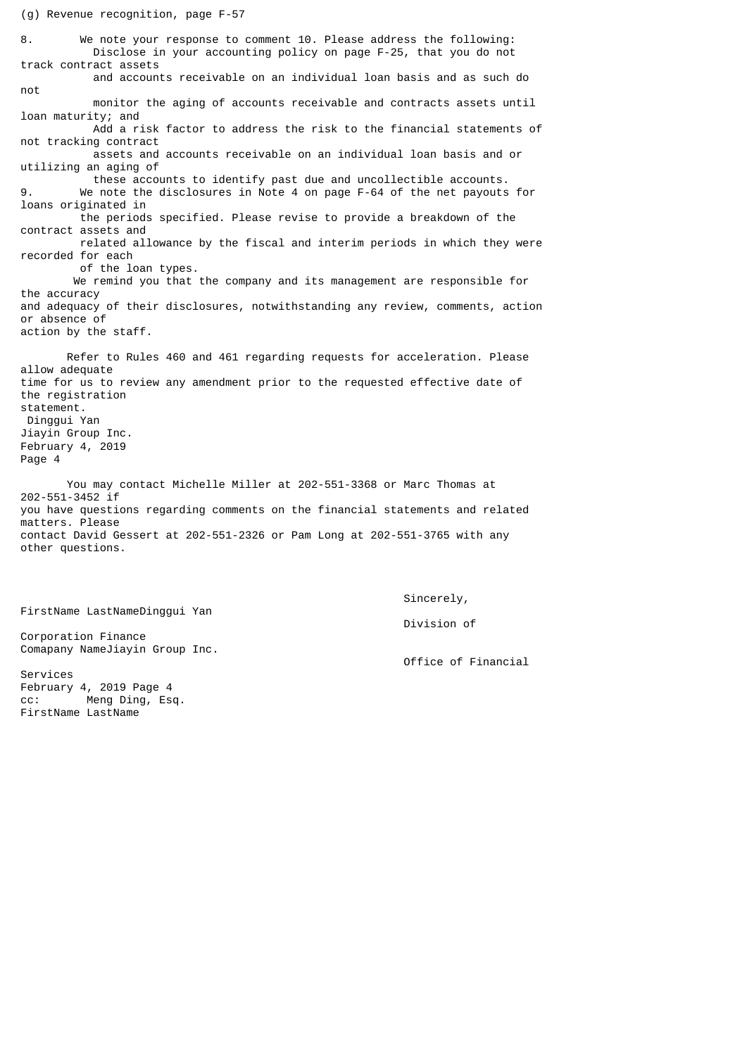(g) Revenue recognition, page F-57

8. We note your response to comment 10. Please address the following:
   - Disclose in your accounting policy on page F-25, that you do not track contract assets and accounts receivable on an individual loan basis and as such do not monitor the aging of accounts receivable and contracts assets until loan maturity; and
   - Add a risk factor to address the risk to the financial statements of not tracking contract assets and accounts receivable on an individual loan basis and or utilizing an aging of these accounts to identify past due and uncollectible accounts.

9. We note the disclosures in Note 4 on page F-64 of the net payouts for loans originated in the periods specified. Please revise to provide a breakdown of the contract assets and related allowance by the fiscal and interim periods in which they were recorded for each of the loan types.

We remind you that the company and its management are responsible for the accuracy and adequacy of their disclosures, notwithstanding any review, comments, action or absence of action by the staff.

Refer to Rules 460 and 461 regarding requests for acceleration. Please allow adequate time for us to review any amendment prior to the requested effective date of the registration statement.

Dinggui Yan
Jiayin Group Inc.
February 4, 2019
Page 4

You may contact Michelle Miller at 202-551-3368 or Marc Thomas at 202-551-3452 if you have questions regarding comments on the financial statements and related matters. Please contact David Gessert at 202-551-2326 or Pam Long at 202-551-3765 with any other questions.

Sincerely,

Division of Corporation Finance
Office of Financial Services

cc: Meng Ding, Esq.